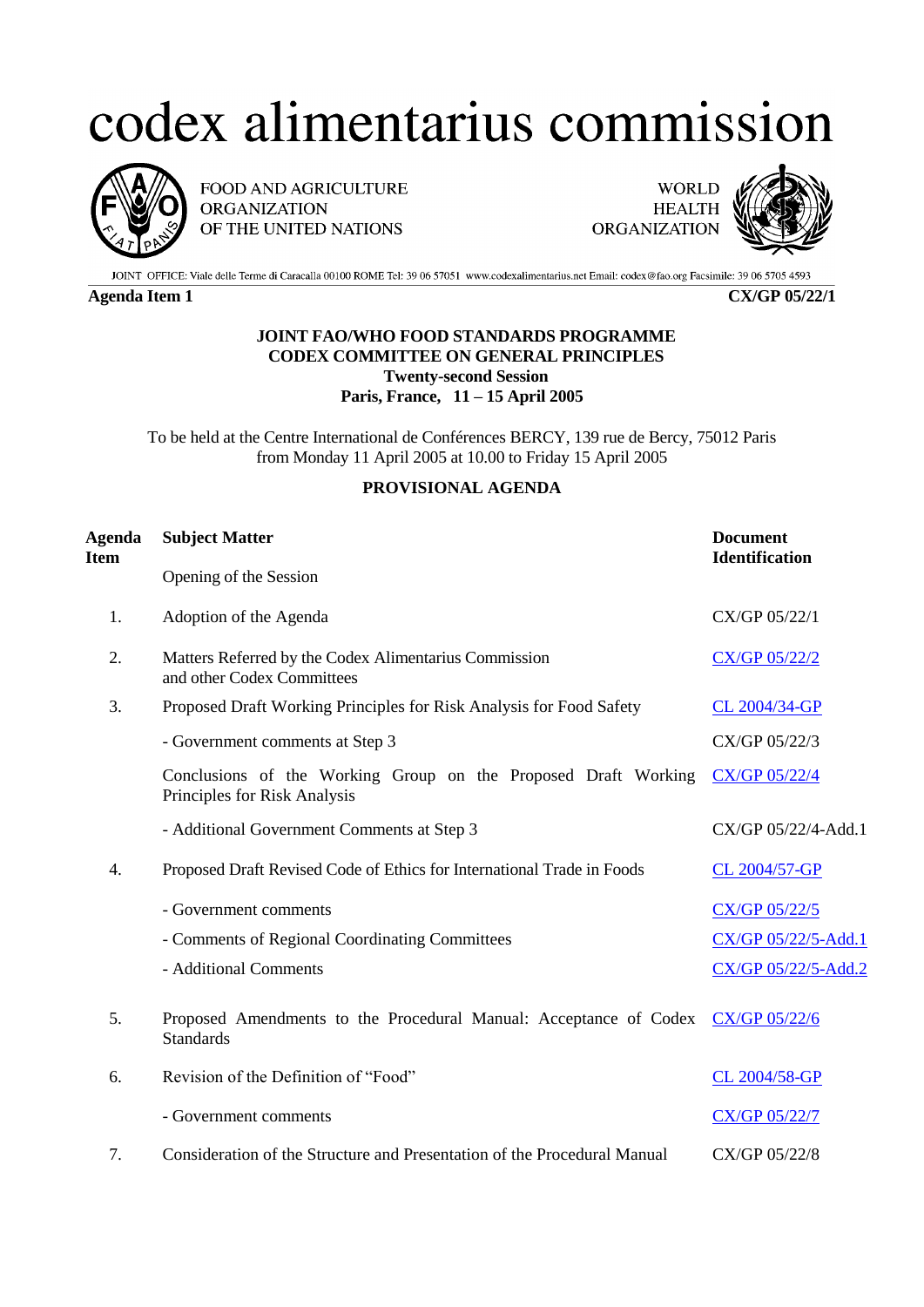# codex alimentarius commission

FOOD AND AGRICULTURE ORGANIZATION OF THE UNITED NATIONS

WORLD HEALTH ORGANIZATION

JOINT OFFICE: Viale delle Terme di Caracalla 00100 ROME Tel: 39 06 57051 www.codexalimentarius.net Email: codex@fao.org Facsimile: 39 06 5705 4593

**Agenda Item 1** **CX/GP 05/22/1**

**JOINT FAO/WHO FOOD STANDARDS PROGRAMME**
**CODEX COMMITTEE ON GENERAL PRINCIPLES**
**Twenty-second Session**
**Paris, France, 11 – 15 April 2005**

To be held at the Centre International de Conférences BERCY, 139 rue de Bercy, 75012 Paris from Monday 11 April 2005 at 10.00 to Friday 15 April 2005

## PROVISIONAL AGENDA

| Agenda Item | Subject Matter | Document Identification |
|---|---|---|
| | Opening of the Session | |
| 1. | Adoption of the Agenda | CX/GP 05/22/1 |
| 2. | Matters Referred by the Codex Alimentarius Commission and other Codex Committees | CX/GP 05/22/2 |
| 3. | Proposed Draft Working Principles for Risk Analysis for Food Safety | CL 2004/34-GP |
| | - Government comments at Step 3 | CX/GP 05/22/3 |
| | Conclusions of the Working Group on the Proposed Draft Working Principles for Risk Analysis | CX/GP 05/22/4 |
| | - Additional Government Comments at Step 3 | CX/GP 05/22/4-Add.1 |
| 4. | Proposed Draft Revised Code of Ethics for International Trade in Foods | CL 2004/57-GP |
| | - Government comments | CX/GP 05/22/5 |
| | - Comments of Regional Coordinating Committees | CX/GP 05/22/5-Add.1 |
| | - Additional Comments | CX/GP 05/22/5-Add.2 |
| 5. | Proposed Amendments to the Procedural Manual: Acceptance of Codex Standards | CX/GP 05/22/6 |
| 6. | Revision of the Definition of "Food" | CL 2004/58-GP |
| | - Government comments | CX/GP 05/22/7 |
| 7. | Consideration of the Structure and Presentation of the Procedural Manual | CX/GP 05/22/8 |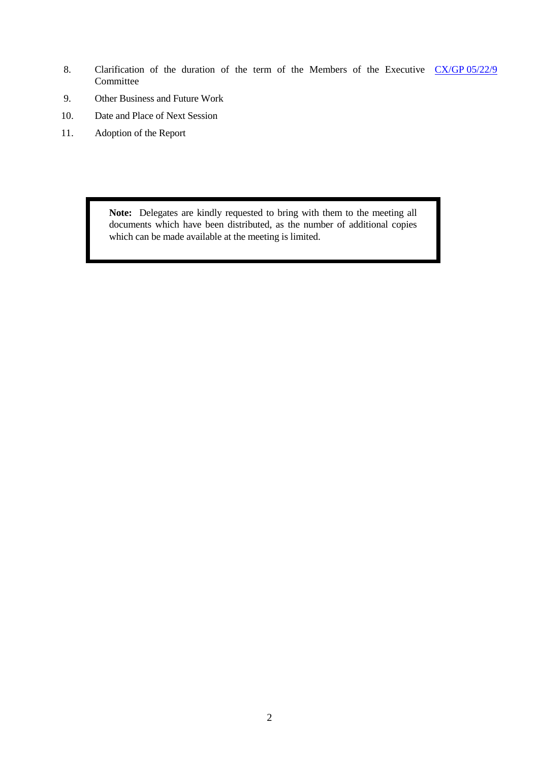| | | |
|---|---|---|
| 8. | Clarification of the duration of the term of the Members of the Executive Committee | CX/GP 05/22/9 |
| 9. | Other Business and Future Work | |
| 10. | Date and Place of Next Session | |
| 11. | Adoption of the Report | |

**Note:** Delegates are kindly requested to bring with them to the meeting all documents which have been distributed, as the number of additional copies which can be made available at the meeting is limited.